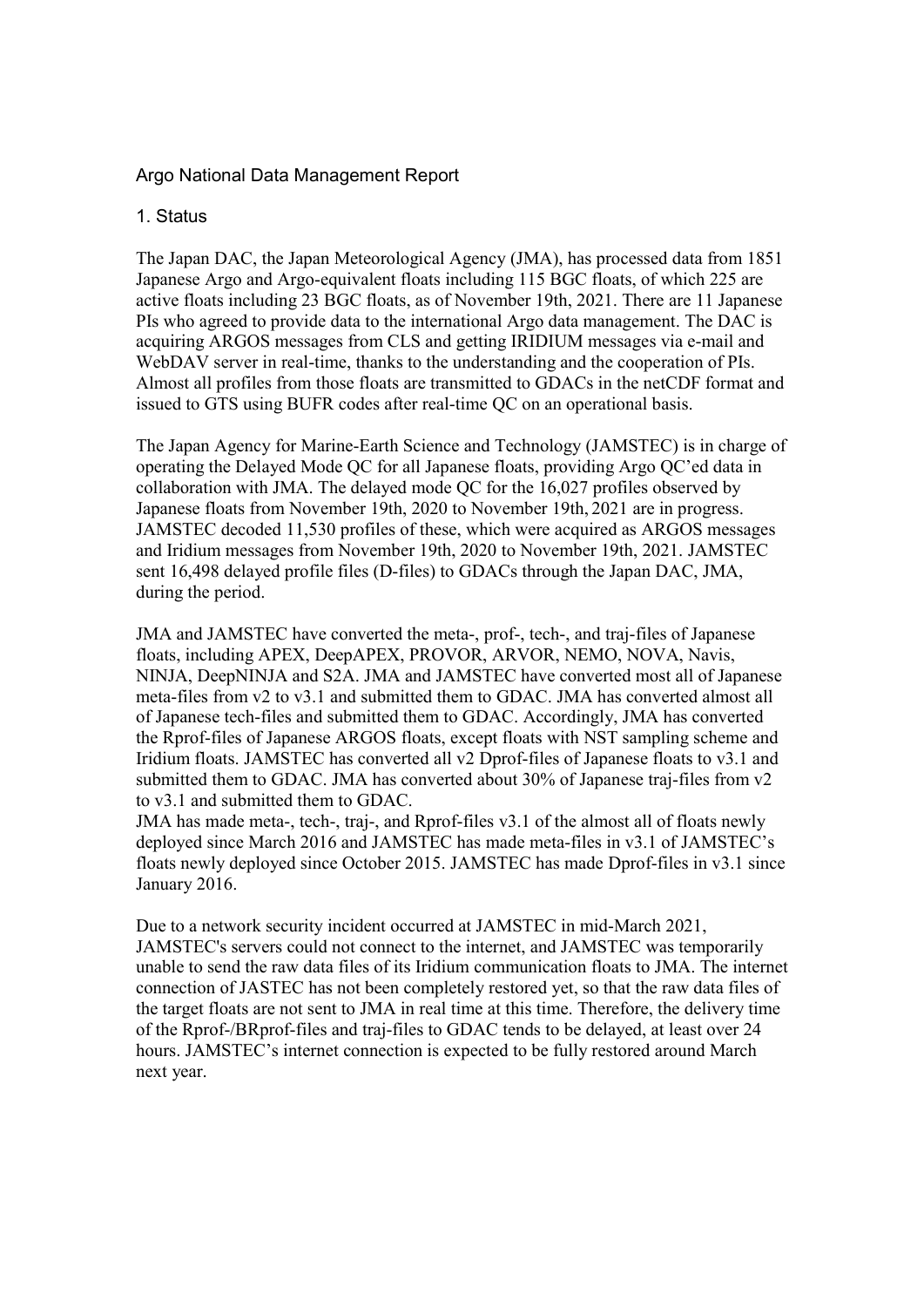# Argo National Data Management Report

## 1. Status

The Japan DAC, the Japan Meteorological Agency (JMA), has processed data from 1851 Japanese Argo and Argo-equivalent floats including 115 BGC floats, of which 225 are active floats including 23 BGC floats, as of November 19th, 2021. There are 11 Japanese PIs who agreed to provide data to the international Argo data management. The DAC is acquiring ARGOS messages from CLS and getting IRIDIUM messages via e-mail and WebDAV server in real-time, thanks to the understanding and the cooperation of PIs. Almost all profiles from those floats are transmitted to GDACs in the netCDF format and issued to GTS using BUFR codes after real-time QC on an operational basis.

The Japan Agency for Marine-Earth Science and Technology (JAMSTEC) is in charge of operating the Delayed Mode QC for all Japanese floats, providing Argo QC'ed data in collaboration with JMA. The delayed mode QC for the 16,027 profiles observed by Japanese floats from November 19th, 2020 to November 19th, 2021 are in progress. JAMSTEC decoded 11,530 profiles of these, which were acquired as ARGOS messages and Iridium messages from November 19th, 2020 to November 19th, 2021. JAMSTEC sent 16,498 delayed profile files (D-files) to GDACs through the Japan DAC, JMA, during the period.

JMA and JAMSTEC have converted the meta-, prof-, tech-, and traj-files of Japanese floats, including APEX, DeepAPEX, PROVOR, ARVOR, NEMO, NOVA, Navis, NINJA, DeepNINJA and S2A. JMA and JAMSTEC have converted most all of Japanese meta-files from v2 to v3.1 and submitted them to GDAC. JMA has converted almost all of Japanese tech-files and submitted them to GDAC. Accordingly, JMA has converted the Rprof-files of Japanese ARGOS floats, except floats with NST sampling scheme and Iridium floats. JAMSTEC has converted all v2 Dprof-files of Japanese floats to v3.1 and submitted them to GDAC. JMA has converted about 30% of Japanese traj-files from v2 to v3.1 and submitted them to GDAC.
JMA has made meta-, tech-, traj-, and Rprof-files v3.1 of the almost all of floats newly deployed since March 2016 and JAMSTEC has made meta-files in v3.1 of JAMSTEC's floats newly deployed since October 2015. JAMSTEC has made Dprof-files in v3.1 since January 2016.

Due to a network security incident occurred at JAMSTEC in mid-March 2021, JAMSTEC's servers could not connect to the internet, and JAMSTEC was temporarily unable to send the raw data files of its Iridium communication floats to JMA. The internet connection of JASTEC has not been completely restored yet, so that the raw data files of the target floats are not sent to JMA in real time at this time. Therefore, the delivery time of the Rprof-/BRprof-files and traj-files to GDAC tends to be delayed, at least over 24 hours. JAMSTEC's internet connection is expected to be fully restored around March next year.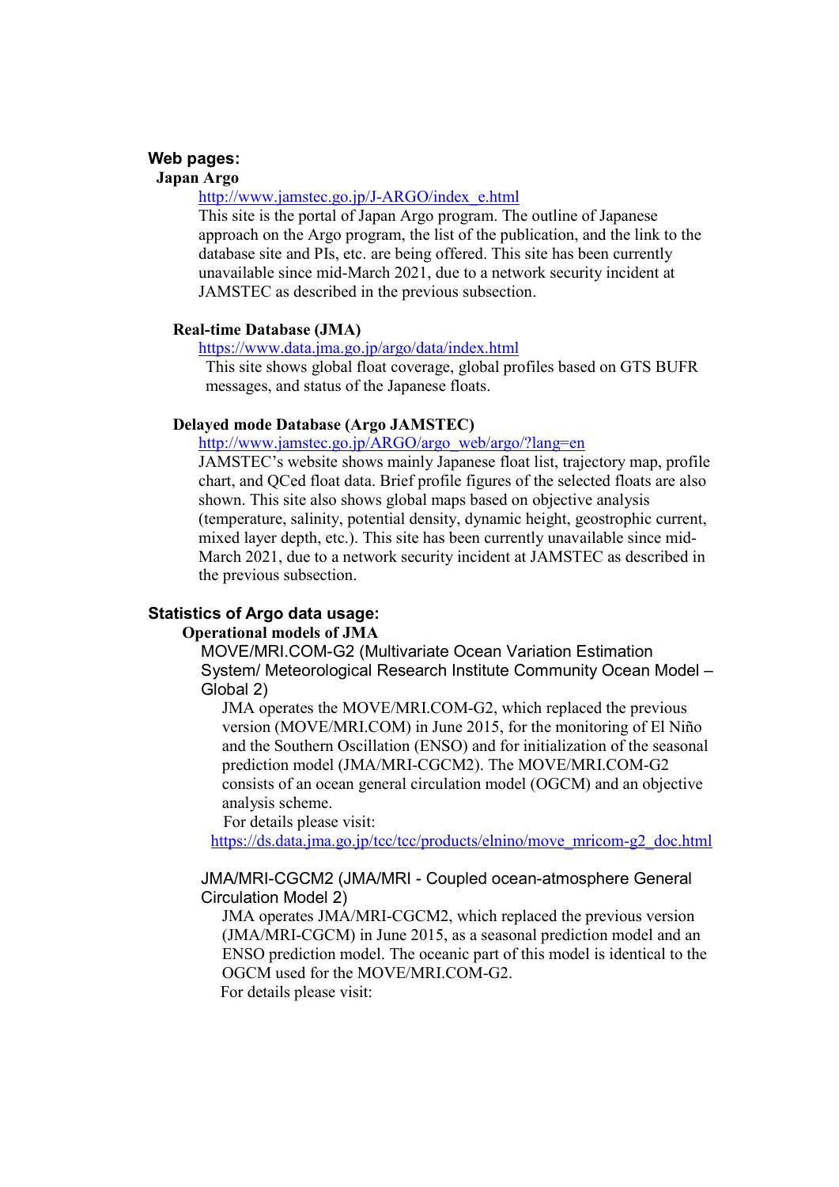## Web pages:

### Japan Argo

http://www.jamstec.go.jp/J-ARGO/index_e.html

This site is the portal of Japan Argo program. The outline of Japanese approach on the Argo program, the list of the publication, and the link to the database site and PIs, etc. are being offered. This site has been currently unavailable since mid-March 2021, due to a network security incident at JAMSTEC as described in the previous subsection.

### Real-time Database (JMA)

https://www.data.jma.go.jp/argo/data/index.html

This site shows global float coverage, global profiles based on GTS BUFR messages, and status of the Japanese floats.

### Delayed mode Database (Argo JAMSTEC)

http://www.jamstec.go.jp/ARGO/argo_web/argo/?lang=en

JAMSTEC's website shows mainly Japanese float list, trajectory map, profile chart, and QCed float data. Brief profile figures of the selected floats are also shown. This site also shows global maps based on objective analysis (temperature, salinity, potential density, dynamic height, geostrophic current, mixed layer depth, etc.). This site has been currently unavailable since mid-March 2021, due to a network security incident at JAMSTEC as described in the previous subsection.

## Statistics of Argo data usage:

### Operational models of JMA

#### MOVE/MRI.COM-G2 (Multivariate Ocean Variation Estimation System/ Meteorological Research Institute Community Ocean Model – Global 2)

JMA operates the MOVE/MRI.COM-G2, which replaced the previous version (MOVE/MRI.COM) in June 2015, for the monitoring of El Niño and the Southern Oscillation (ENSO) and for initialization of the seasonal prediction model (JMA/MRI-CGCM2). The MOVE/MRI.COM-G2 consists of an ocean general circulation model (OGCM) and an objective analysis scheme.

For details please visit:
https://ds.data.jma.go.jp/tcc/tcc/products/elnino/move_mricom-g2_doc.html

#### JMA/MRI-CGCM2 (JMA/MRI - Coupled ocean-atmosphere General Circulation Model 2)

JMA operates JMA/MRI-CGCM2, which replaced the previous version (JMA/MRI-CGCM) in June 2015, as a seasonal prediction model and an ENSO prediction model. The oceanic part of this model is identical to the OGCM used for the MOVE/MRI.COM-G2.

For details please visit: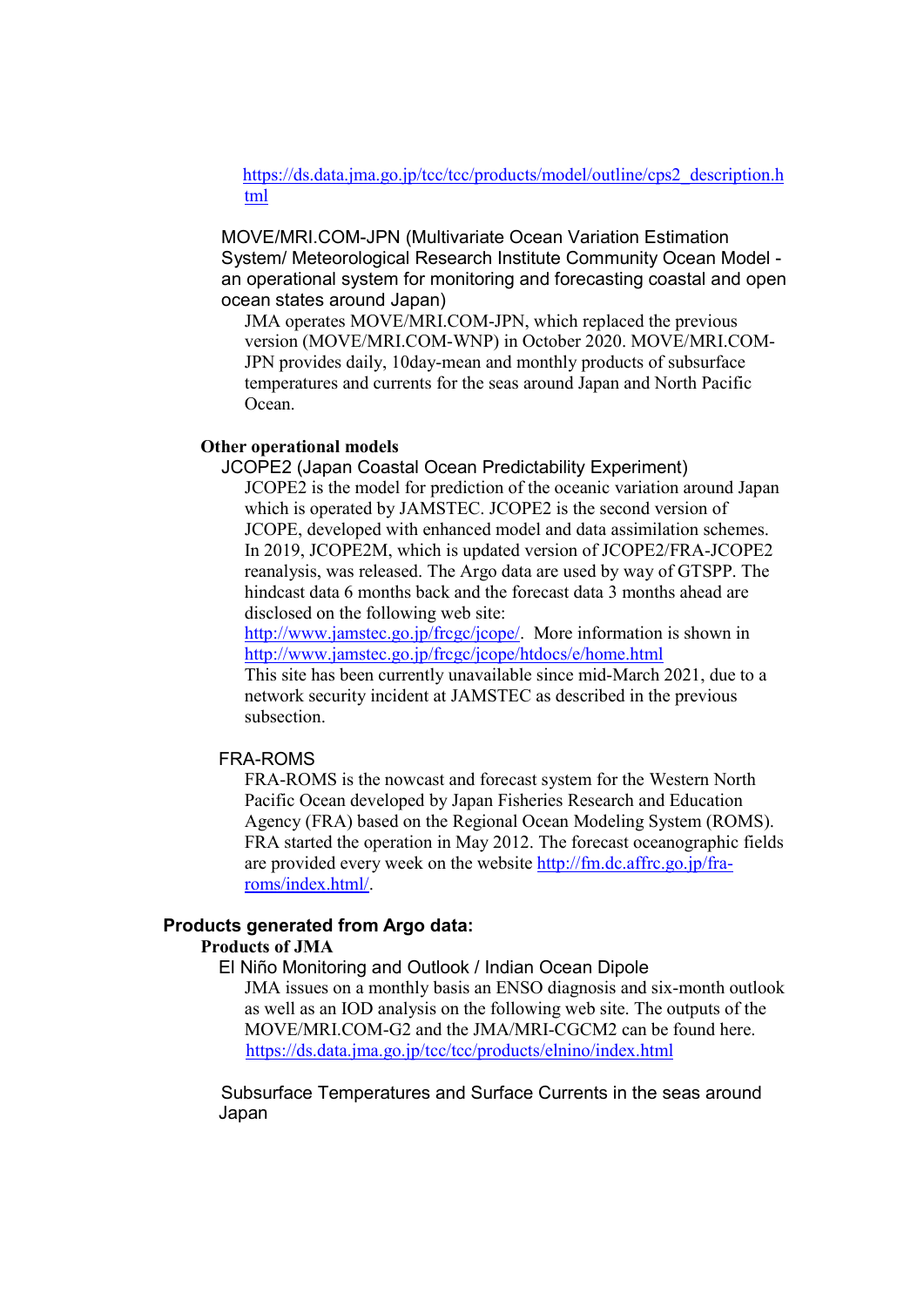https://ds.data.jma.go.jp/tcc/tcc/products/model/outline/cps2_description.html

MOVE/MRI.COM-JPN (Multivariate Ocean Variation Estimation System/ Meteorological Research Institute Community Ocean Model - an operational system for monitoring and forecasting coastal and open ocean states around Japan)

JMA operates MOVE/MRI.COM-JPN, which replaced the previous version (MOVE/MRI.COM-WNP) in October 2020. MOVE/MRI.COM-JPN provides daily, 10day-mean and monthly products of subsurface temperatures and currents for the seas around Japan and North Pacific Ocean.

**Other operational models**

JCOPE2 (Japan Coastal Ocean Predictability Experiment)

JCOPE2 is the model for prediction of the oceanic variation around Japan which is operated by JAMSTEC. JCOPE2 is the second version of JCOPE, developed with enhanced model and data assimilation schemes. In 2019, JCOPE2M, which is updated version of JCOPE2/FRA-JCOPE2 reanalysis, was released. The Argo data are used by way of GTSPP. The hindcast data 6 months back and the forecast data 3 months ahead are disclosed on the following web site:
http://www.jamstec.go.jp/frcgc/jcope/. More information is shown in
http://www.jamstec.go.jp/frcgc/jcope/htdocs/e/home.html
This site has been currently unavailable since mid-March 2021, due to a network security incident at JAMSTEC as described in the previous subsection.

FRA-ROMS

FRA-ROMS is the nowcast and forecast system for the Western North Pacific Ocean developed by Japan Fisheries Research and Education Agency (FRA) based on the Regional Ocean Modeling System (ROMS). FRA started the operation in May 2012. The forecast oceanographic fields are provided every week on the website http://fm.dc.affrc.go.jp/fra-roms/index.html/.

**Products generated from Argo data:**

**Products of JMA**

El Niño Monitoring and Outlook / Indian Ocean Dipole

JMA issues on a monthly basis an ENSO diagnosis and six-month outlook as well as an IOD analysis on the following web site. The outputs of the MOVE/MRI.COM-G2 and the JMA/MRI-CGCM2 can be found here.
https://ds.data.jma.go.jp/tcc/tcc/products/elnino/index.html

Subsurface Temperatures and Surface Currents in the seas around Japan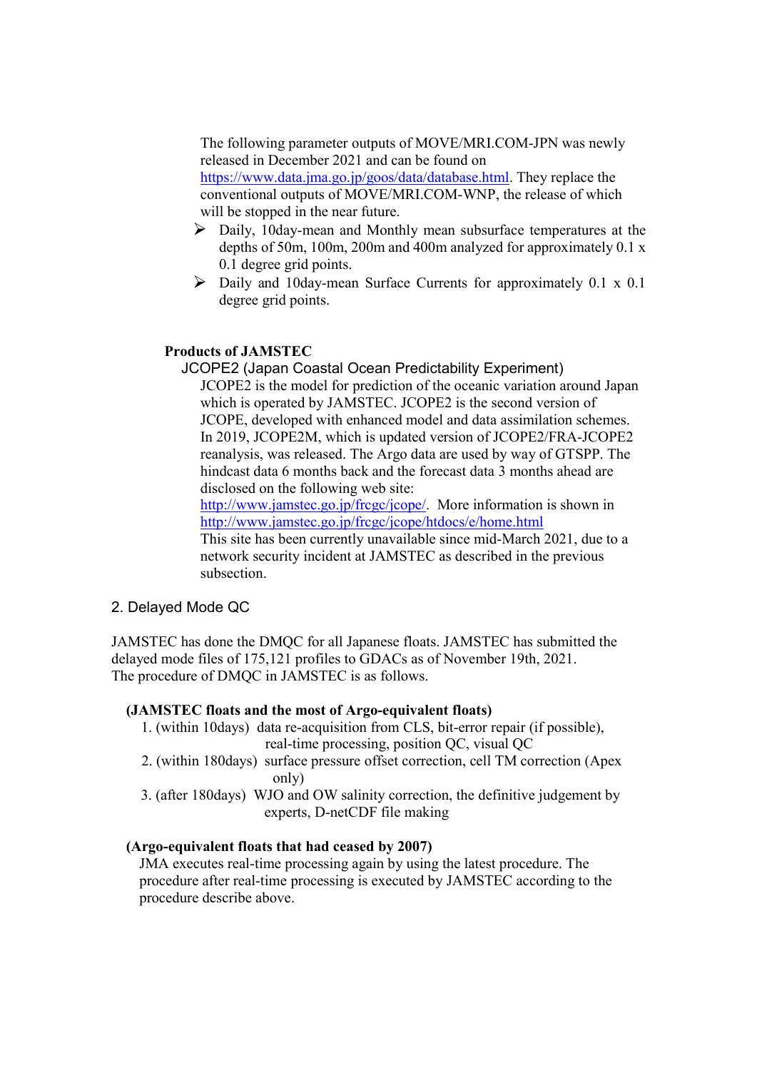The following parameter outputs of MOVE/MRI.COM-JPN was newly released in December 2021 and can be found on https://www.data.jma.go.jp/goos/data/database.html. They replace the conventional outputs of MOVE/MRI.COM-WNP, the release of which will be stopped in the near future.

- Daily, 10day-mean and Monthly mean subsurface temperatures at the depths of 50m, 100m, 200m and 400m analyzed for approximately 0.1 x 0.1 degree grid points.
- Daily and 10day-mean Surface Currents for approximately 0.1 x 0.1 degree grid points.

**Products of JAMSTEC**

JCOPE2 (Japan Coastal Ocean Predictability Experiment)

JCOPE2 is the model for prediction of the oceanic variation around Japan which is operated by JAMSTEC. JCOPE2 is the second version of JCOPE, developed with enhanced model and data assimilation schemes. In 2019, JCOPE2M, which is updated version of JCOPE2/FRA-JCOPE2 reanalysis, was released. The Argo data are used by way of GTSPP. The hindcast data 6 months back and the forecast data 3 months ahead are disclosed on the following web site: http://www.jamstec.go.jp/frcgc/jcope/. More information is shown in http://www.jamstec.go.jp/frcgc/jcope/htdocs/e/home.html
This site has been currently unavailable since mid-March 2021, due to a network security incident at JAMSTEC as described in the previous subsection.

## 2. Delayed Mode QC

JAMSTEC has done the DMQC for all Japanese floats. JAMSTEC has submitted the delayed mode files of 175,121 profiles to GDACs as of November 19th, 2021.
The procedure of DMQC in JAMSTEC is as follows.

**(JAMSTEC floats and the most of Argo-equivalent floats)**

1. (within 10days) data re-acquisition from CLS, bit-error repair (if possible), real-time processing, position QC, visual QC
2. (within 180days) surface pressure offset correction, cell TM correction (Apex only)
3. (after 180days) WJO and OW salinity correction, the definitive judgement by experts, D-netCDF file making

**(Argo-equivalent floats that had ceased by 2007)**

JMA executes real-time processing again by using the latest procedure. The procedure after real-time processing is executed by JAMSTEC according to the procedure describe above.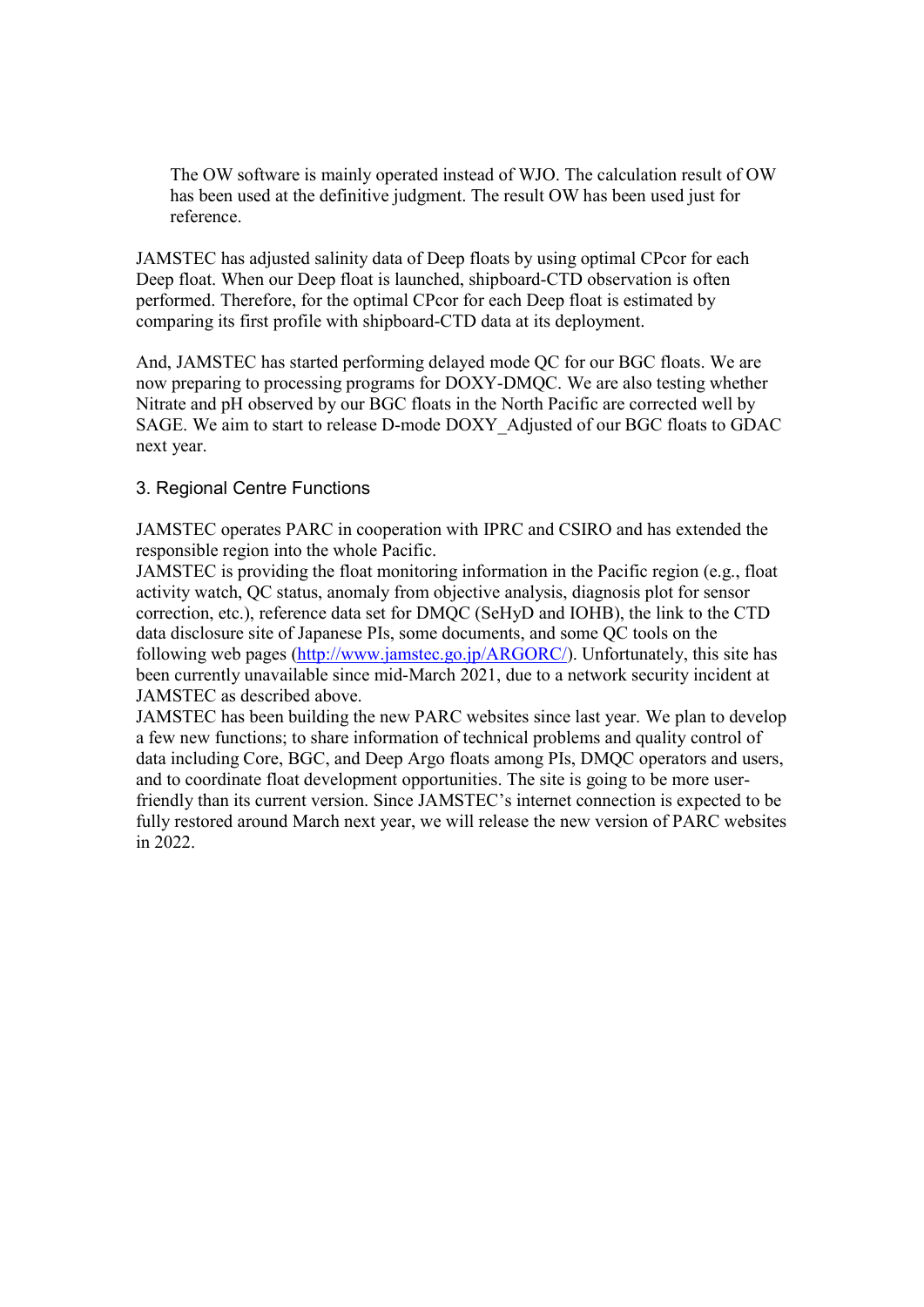The OW software is mainly operated instead of WJO. The calculation result of OW has been used at the definitive judgment. The result OW has been used just for reference.

JAMSTEC has adjusted salinity data of Deep floats by using optimal CPcor for each Deep float. When our Deep float is launched, shipboard-CTD observation is often performed. Therefore, for the optimal CPcor for each Deep float is estimated by comparing its first profile with shipboard-CTD data at its deployment.

And, JAMSTEC has started performing delayed mode QC for our BGC floats. We are now preparing to processing programs for DOXY-DMQC. We are also testing whether Nitrate and pH observed by our BGC floats in the North Pacific are corrected well by SAGE. We aim to start to release D-mode DOXY_Adjusted of our BGC floats to GDAC next year.

## 3. Regional Centre Functions

JAMSTEC operates PARC in cooperation with IPRC and CSIRO and has extended the responsible region into the whole Pacific.

JAMSTEC is providing the float monitoring information in the Pacific region (e.g., float activity watch, QC status, anomaly from objective analysis, diagnosis plot for sensor correction, etc.), reference data set for DMQC (SeHyD and IOHB), the link to the CTD data disclosure site of Japanese PIs, some documents, and some QC tools on the following web pages ([http://www.jamstec.go.jp/ARGORC/](http://www.jamstec.go.jp/ARGORC/)). Unfortunately, this site has been currently unavailable since mid-March 2021, due to a network security incident at JAMSTEC as described above.

JAMSTEC has been building the new PARC websites since last year. We plan to develop a few new functions; to share information of technical problems and quality control of data including Core, BGC, and Deep Argo floats among PIs, DMQC operators and users, and to coordinate float development opportunities. The site is going to be more user-friendly than its current version. Since JAMSTEC's internet connection is expected to be fully restored around March next year, we will release the new version of PARC websites in 2022.